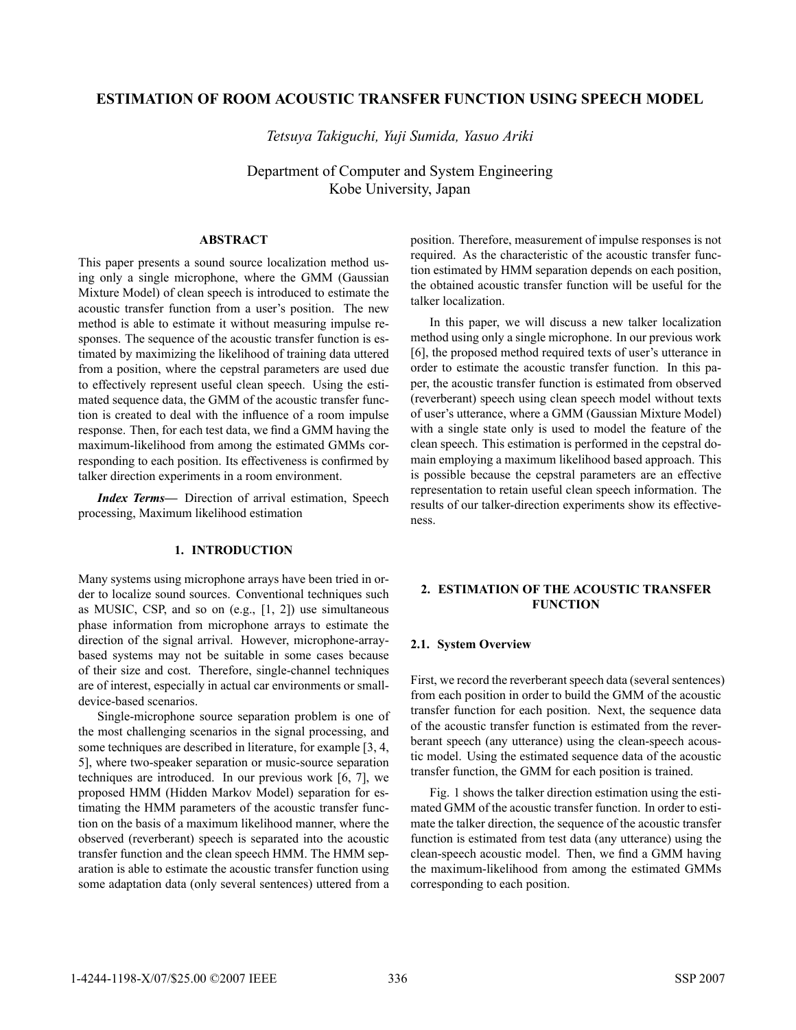# ESTIMATION OF ROOM ACOUSTIC TRANSFER FUNCTION USING SPEECH MODEL

*Tetsuya Takiguchi, Yuji Sumida, Yasuo Ariki*

Department of Computer and System Engineering
Kobe University, Japan

## ABSTRACT

This paper presents a sound source localization method using only a single microphone, where the GMM (Gaussian Mixture Model) of clean speech is introduced to estimate the acoustic transfer function from a user's position. The new method is able to estimate it without measuring impulse responses. The sequence of the acoustic transfer function is estimated by maximizing the likelihood of training data uttered from a position, where the cepstral parameters are used due to effectively represent useful clean speech. Using the estimated sequence data, the GMM of the acoustic transfer function is created to deal with the influence of a room impulse response. Then, for each test data, we find a GMM having the maximum-likelihood from among the estimated GMMs corresponding to each position. Its effectiveness is confirmed by talker direction experiments in a room environment.

***Index Terms—*** Direction of arrival estimation, Speech processing, Maximum likelihood estimation

## 1. INTRODUCTION

Many systems using microphone arrays have been tried in order to localize sound sources. Conventional techniques such as MUSIC, CSP, and so on (e.g., [1, 2]) use simultaneous phase information from microphone arrays to estimate the direction of the signal arrival. However, microphone-array-based systems may not be suitable in some cases because of their size and cost. Therefore, single-channel techniques are of interest, especially in actual car environments or small-device-based scenarios.

Single-microphone source separation problem is one of the most challenging scenarios in the signal processing, and some techniques are described in literature, for example [3, 4, 5], where two-speaker separation or music-source separation techniques are introduced. In our previous work [6, 7], we proposed HMM (Hidden Markov Model) separation for estimating the HMM parameters of the acoustic transfer function on the basis of a maximum likelihood manner, where the observed (reverberant) speech is separated into the acoustic transfer function and the clean speech HMM. The HMM separation is able to estimate the acoustic transfer function using some adaptation data (only several sentences) uttered from a position. Therefore, measurement of impulse responses is not required. As the characteristic of the acoustic transfer function estimated by HMM separation depends on each position, the obtained acoustic transfer function will be useful for the talker localization.

In this paper, we will discuss a new talker localization method using only a single microphone. In our previous work [6], the proposed method required texts of user's utterance in order to estimate the acoustic transfer function. In this paper, the acoustic transfer function is estimated from observed (reverberant) speech using clean speech model without texts of user's utterance, where a GMM (Gaussian Mixture Model) with a single state only is used to model the feature of the clean speech. This estimation is performed in the cepstral domain employing a maximum likelihood based approach. This is possible because the cepstral parameters are an effective representation to retain useful clean speech information. The results of our talker-direction experiments show its effectiveness.

## 2. ESTIMATION OF THE ACOUSTIC TRANSFER FUNCTION

### 2.1. System Overview

First, we record the reverberant speech data (several sentences) from each position in order to build the GMM of the acoustic transfer function for each position. Next, the sequence data of the acoustic transfer function is estimated from the reverberant speech (any utterance) using the clean-speech acoustic model. Using the estimated sequence data of the acoustic transfer function, the GMM for each position is trained.

Fig. 1 shows the talker direction estimation using the estimated GMM of the acoustic transfer function. In order to estimate the talker direction, the sequence of the acoustic transfer function is estimated from test data (any utterance) using the clean-speech acoustic model. Then, we find a GMM having the maximum-likelihood from among the estimated GMMs corresponding to each position.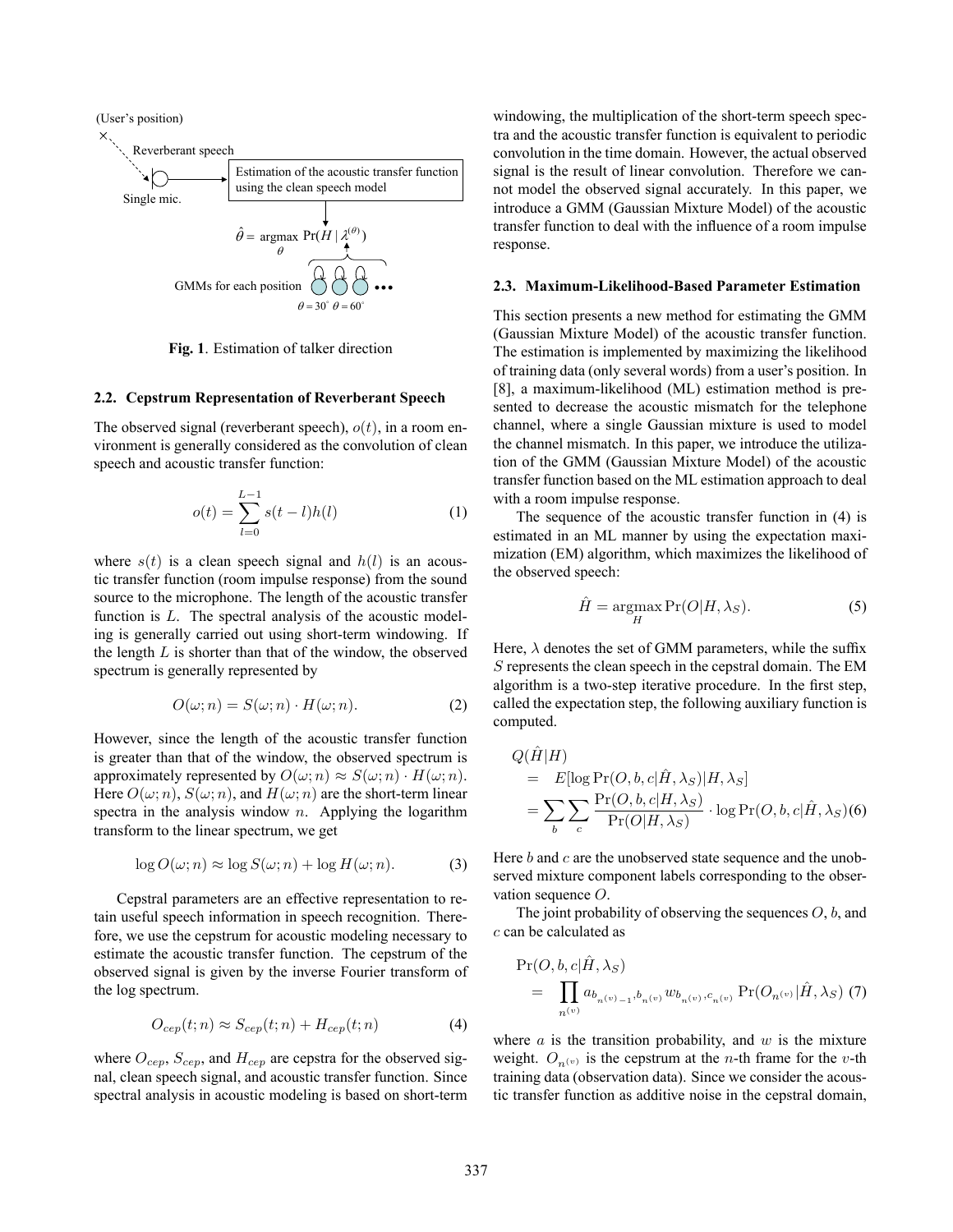(User's position)

Reverberant speech

Single mic.

Estimation of the acoustic transfer function using the clean speech model

$$\hat{\theta} = \underset{\theta}{\text{argmax}} \Pr(H \mid \lambda^{(\theta)})$$

GMMs for each position $\theta = 30^\circ$ $\theta = 60^\circ$ ...

**Fig. 1**. Estimation of talker direction

### 2.2. Cepstrum Representation of Reverberant Speech

The observed signal (reverberant speech), $o(t)$, in a room environment is generally considered as the convolution of clean speech and acoustic transfer function:

$$o(t) = \sum_{l=0}^{L-1} s(t-l)h(l) \tag{1}$$

where $s(t)$ is a clean speech signal and $h(l)$ is an acoustic transfer function (room impulse response) from the sound source to the microphone. The length of the acoustic transfer function is $L$. The spectral analysis of the acoustic modeling is generally carried out using short-term windowing. If the length $L$ is shorter than that of the window, the observed spectrum is generally represented by

$$O(\omega; n) = S(\omega; n) \cdot H(\omega; n). \tag{2}$$

However, since the length of the acoustic transfer function is greater than that of the window, the observed spectrum is approximately represented by $O(\omega; n) \approx S(\omega; n) \cdot H(\omega; n)$. Here $O(\omega; n)$, $S(\omega; n)$, and $H(\omega; n)$ are the short-term linear spectra in the analysis window $n$. Applying the logarithm transform to the linear spectrum, we get

$$\log O(\omega; n) \approx \log S(\omega; n) + \log H(\omega; n). \tag{3}$$

Cepstral parameters are an effective representation to retain useful speech information in speech recognition. Therefore, we use the cepstrum for acoustic modeling necessary to estimate the acoustic transfer function. The cepstrum of the observed signal is given by the inverse Fourier transform of the log spectrum.

$$O_{cep}(t; n) \approx S_{cep}(t; n) + H_{cep}(t; n) \tag{4}$$

where $O_{cep}$, $S_{cep}$, and $H_{cep}$ are cepstra for the observed signal, clean speech signal, and acoustic transfer function. Since spectral analysis in acoustic modeling is based on short-term windowing, the multiplication of the short-term speech spectra and the acoustic transfer function is equivalent to periodic convolution in the time domain. However, the actual observed signal is the result of linear convolution. Therefore we cannot model the observed signal accurately. In this paper, we introduce a GMM (Gaussian Mixture Model) of the acoustic transfer function to deal with the influence of a room impulse response.

### 2.3. Maximum-Likelihood-Based Parameter Estimation

This section presents a new method for estimating the GMM (Gaussian Mixture Model) of the acoustic transfer function. The estimation is implemented by maximizing the likelihood of training data (only several words) from a user's position. In [8], a maximum-likelihood (ML) estimation method is presented to decrease the acoustic mismatch for the telephone channel, where a single Gaussian mixture is used to model the channel mismatch. In this paper, we introduce the utilization of the GMM (Gaussian Mixture Model) of the acoustic transfer function based on the ML estimation approach to deal with a room impulse response.

The sequence of the acoustic transfer function in (4) is estimated in an ML manner by using the expectation maximization (EM) algorithm, which maximizes the likelihood of the observed speech:

$$\hat{H} = \underset{H}{\text{argmax}} \Pr(O|H, \lambda_S). \tag{5}$$

Here, $\lambda$ denotes the set of GMM parameters, while the suffix $S$ represents the clean speech in the cepstral domain. The EM algorithm is a two-step iterative procedure. In the first step, called the expectation step, the following auxiliary function is computed.

$$\begin{aligned} &Q(\hat{H}|H) \\ &= E[\log \Pr(O, b, c|\hat{H}, \lambda_S)|H, \lambda_S] \\ &= \sum_b \sum_c \frac{\Pr(O, b, c|H, \lambda_S)}{\Pr(O|H, \lambda_S)} \cdot \log \Pr(O, b, c|\hat{H}, \lambda_S) \end{aligned} \tag{6}$$

Here $b$ and $c$ are the unobserved state sequence and the unobserved mixture component labels corresponding to the observation sequence $O$.

The joint probability of observing the sequences $O$, $b$, and $c$ can be calculated as

$$\begin{aligned} &\Pr(O, b, c|\hat{H}, \lambda_S) \\ &= \prod_{n^{(v)}} a_{b_{n^{(v)}-1}, b_{n^{(v)}}} w_{b_{n^{(v)}}, c_{n^{(v)}}} \Pr(O_{n^{(v)}}|\hat{H}, \lambda_S) \end{aligned} \tag{7}$$

where $a$ is the transition probability, and $w$ is the mixture weight. $O_{n^{(v)}}$ is the cepstrum at the $n$-th frame for the $v$-th training data (observation data). Since we consider the acoustic transfer function as additive noise in the cepstral domain,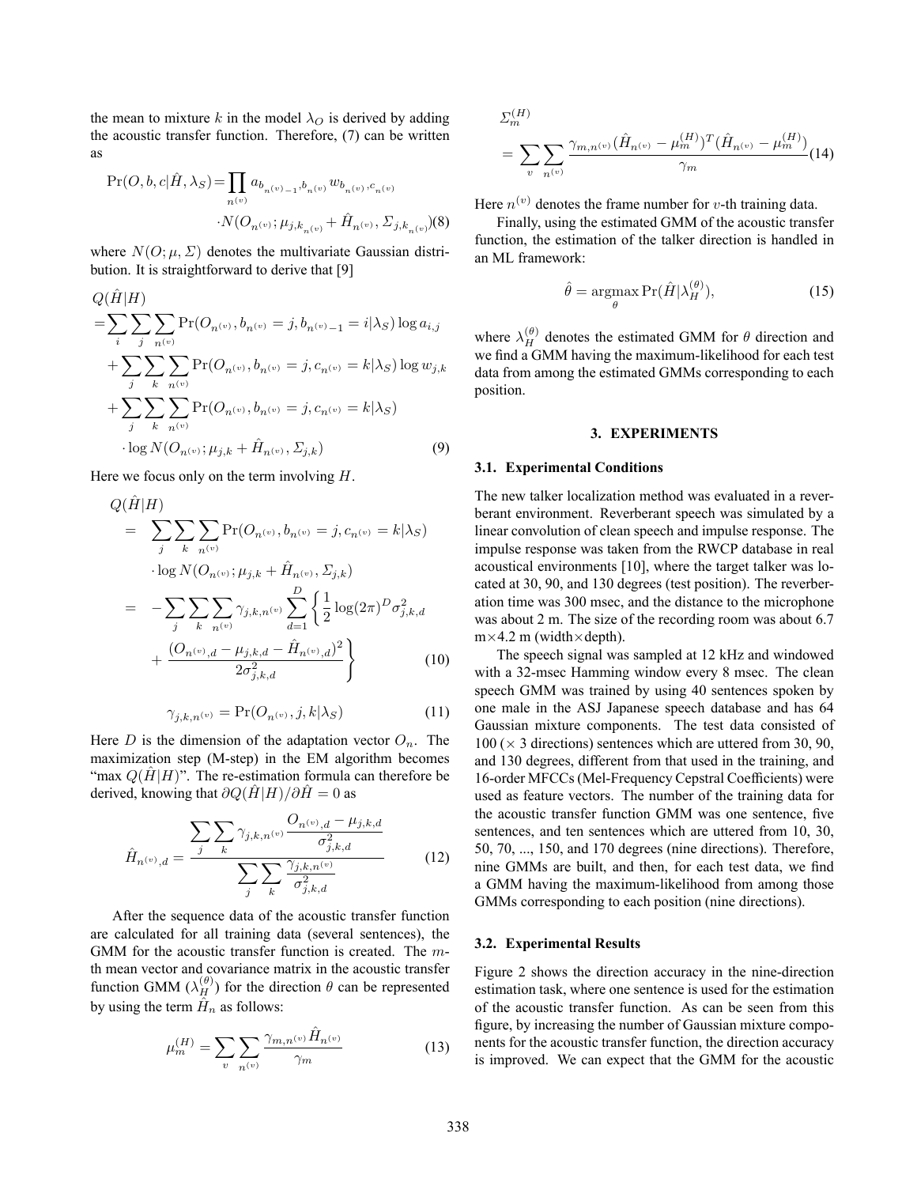the mean to mixture $k$ in the model $\lambda_O$ is derived by adding the acoustic transfer function. Therefore, (7) can be written as

$$\Pr(O, b, c|\hat{H}, \lambda_S) = \prod_{n^{(v)}} a_{b_{n^{(v)}-1}, b_{n^{(v)}}} w_{b_{n^{(v)}}, c_{n^{(v)}}} \cdot N(O_{n^{(v)}}; \mu_{j,k_{n^{(v)}}} + \hat{H}_{n^{(v)}}, \Sigma_{j,k_{n^{(v)}}}) \tag{8}$$

where $N(O; \mu, \Sigma)$ denotes the multivariate Gaussian distribution. It is straightforward to derive that [9]

$$\begin{aligned} Q(\hat{H}|H) = &\sum_i \sum_j \sum_{n^{(v)}} \Pr(O_{n^{(v)}}, b_{n^{(v)}} = j, b_{n^{(v)}-1} = i|\lambda_S) \log a_{i,j} \\ &+ \sum_j \sum_k \sum_{n^{(v)}} \Pr(O_{n^{(v)}}, b_{n^{(v)}} = j, c_{n^{(v)}} = k|\lambda_S) \log w_{j,k} \\ &+ \sum_j \sum_k \sum_{n^{(v)}} \Pr(O_{n^{(v)}}, b_{n^{(v)}} = j, c_{n^{(v)}} = k|\lambda_S) \\ &\cdot \log N(O_{n^{(v)}}; \mu_{j,k} + \hat{H}_{n^{(v)}}, \Sigma_{j,k}) \end{aligned} \tag{9}$$

Here we focus only on the term involving $H$.

$$\begin{aligned} Q(\hat{H}|H) &= \sum_j \sum_k \sum_{n^{(v)}} \Pr(O_{n^{(v)}}, b_{n^{(v)}} = j, c_{n^{(v)}} = k|\lambda_S) \\ &\quad \cdot \log N(O_{n^{(v)}}; \mu_{j,k} + \hat{H}_{n^{(v)}}, \Sigma_{j,k}) \\ &= -\sum_j \sum_k \sum_{n^{(v)}} \gamma_{j,k,n^{(v)}} \sum_{d=1}^{D} \left\{ \frac{1}{2} \log(2\pi)^D \sigma^2_{j,k,d} \right. \\ &\quad \left. + \frac{(O_{n^{(v)},d} - \mu_{j,k,d} - \hat{H}_{n^{(v)},d})^2}{2\sigma^2_{j,k,d}} \right\} \end{aligned} \tag{10}$$

$$\gamma_{j,k,n^{(v)}} = \Pr(O_{n^{(v)}}, j, k|\lambda_S) \tag{11}$$

Here $D$ is the dimension of the adaptation vector $O_n$. The maximization step (M-step) in the EM algorithm becomes "max $Q(\hat{H}|H)$". The re-estimation formula can therefore be derived, knowing that $\partial Q(\hat{H}|H)/\partial \hat{H} = 0$ as

$$\hat{H}_{n^{(v)},d} = \frac{\displaystyle\sum_j \sum_k \gamma_{j,k,n^{(v)}} \frac{O_{n^{(v)},d} - \mu_{j,k,d}}{\sigma^2_{j,k,d}}}{\displaystyle\sum_j \sum_k \frac{\gamma_{j,k,n^{(v)}}}{\sigma^2_{j,k,d}}} \tag{12}$$

After the sequence data of the acoustic transfer function are calculated for all training data (several sentences), the GMM for the acoustic transfer function is created. The $m$-th mean vector and covariance matrix in the acoustic transfer function GMM ($\lambda_H^{(\theta)}$) for the direction $\theta$ can be represented by using the term $\hat{H}_n$ as follows:

$$\mu_m^{(H)} = \sum_v \sum_{n^{(v)}} \frac{\gamma_{m,n^{(v)}} \hat{H}_{n^{(v)}}}{\gamma_m} \tag{13}$$

$$\Sigma_m^{(H)} = \sum_v \sum_{n^{(v)}} \frac{\gamma_{m,n^{(v)}} (\hat{H}_{n^{(v)}} - \mu_m^{(H)})^T (\hat{H}_{n^{(v)}} - \mu_m^{(H)})}{\gamma_m} \tag{14}$$

Here $n^{(v)}$ denotes the frame number for $v$-th training data.

Finally, using the estimated GMM of the acoustic transfer function, the estimation of the talker direction is handled in an ML framework:

$$\hat{\theta} = \underset{\theta}{\operatorname{argmax}} \Pr(\hat{H}|\lambda_H^{(\theta)}), \tag{15}$$

where $\lambda_H^{(\theta)}$ denotes the estimated GMM for $\theta$ direction and we find a GMM having the maximum-likelihood for each test data from among the estimated GMMs corresponding to each position.

## 3. EXPERIMENTS

### 3.1. Experimental Conditions

The new talker localization method was evaluated in a reverberant environment. Reverberant speech was simulated by a linear convolution of clean speech and impulse response. The impulse response was taken from the RWCP database in real acoustical environments [10], where the target talker was located at 30, 90, and 130 degrees (test position). The reverberation time was 300 msec, and the distance to the microphone was about 2 m. The size of the recording room was about 6.7 m×4.2 m (width×depth).

The speech signal was sampled at 12 kHz and windowed with a 32-msec Hamming window every 8 msec. The clean speech GMM was trained by using 40 sentences spoken by one male in the ASJ Japanese speech database and has 64 Gaussian mixture components. The test data consisted of 100 (× 3 directions) sentences which are uttered from 30, 90, and 130 degrees, different from that used in the training, and 16-order MFCCs (Mel-Frequency Cepstral Coefficients) were used as feature vectors. The number of the training data for the acoustic transfer function GMM was one sentence, five sentences, and ten sentences which are uttered from 10, 30, 50, 70, ..., 150, and 170 degrees (nine directions). Therefore, nine GMMs are built, and then, for each test data, we find a GMM having the maximum-likelihood from among those GMMs corresponding to each position (nine directions).

### 3.2. Experimental Results

Figure 2 shows the direction accuracy in the nine-direction estimation task, where one sentence is used for the estimation of the acoustic transfer function. As can be seen from this figure, by increasing the number of Gaussian mixture components for the acoustic transfer function, the direction accuracy is improved. We can expect that the GMM for the acoustic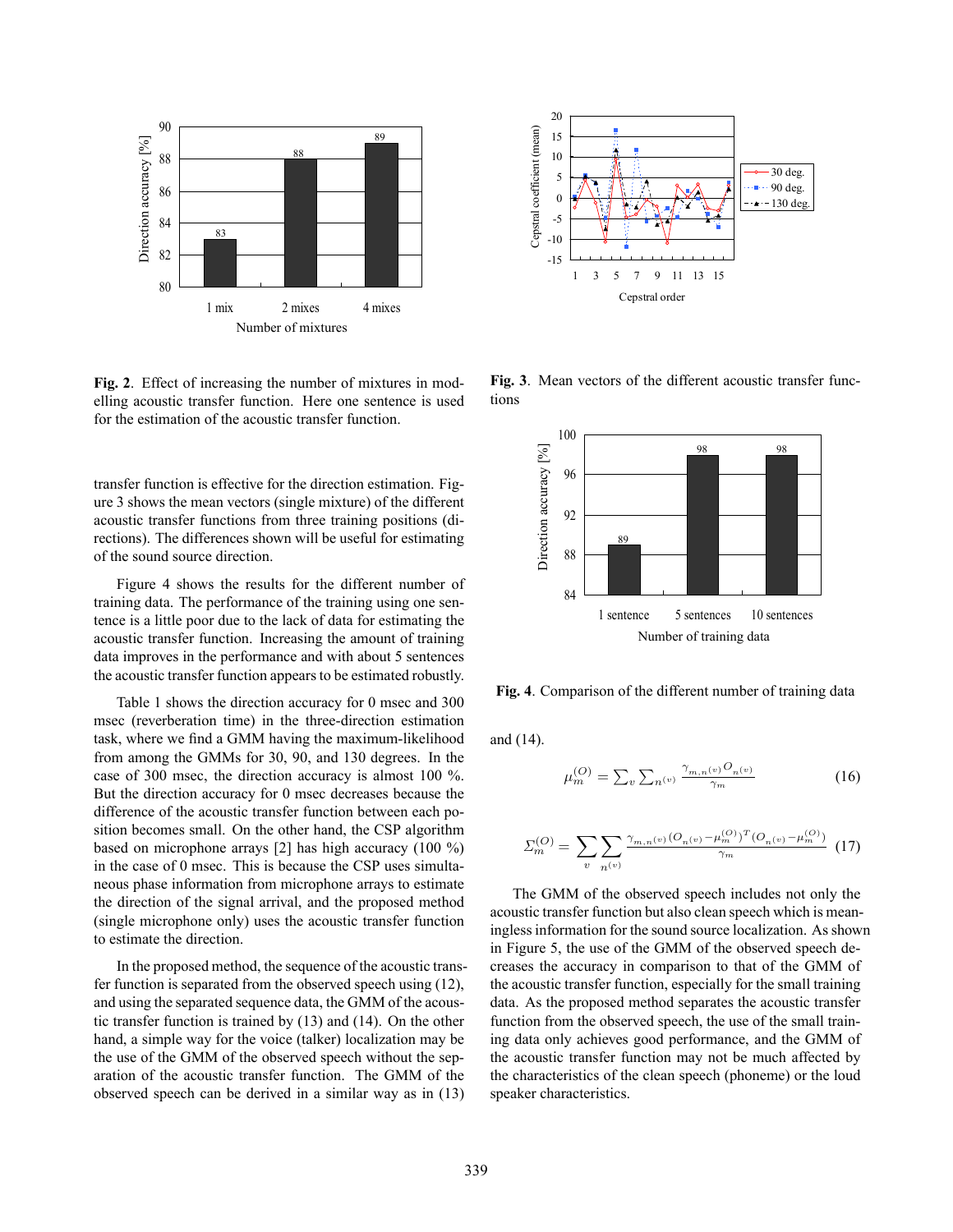**Fig. 2**. Effect of increasing the number of mixtures in modelling acoustic transfer function. Here one sentence is used for the estimation of the acoustic transfer function.

transfer function is effective for the direction estimation. Figure 3 shows the mean vectors (single mixture) of the different acoustic transfer functions from three training positions (directions). The differences shown will be useful for estimating of the sound source direction.

Figure 4 shows the results for the different number of training data. The performance of the training using one sentence is a little poor due to the lack of data for estimating the acoustic transfer function. Increasing the amount of training data improves in the performance and with about 5 sentences the acoustic transfer function appears to be estimated robustly.

Table 1 shows the direction accuracy for 0 msec and 300 msec (reverberation time) in the three-direction estimation task, where we find a GMM having the maximum-likelihood from among the GMMs for 30, 90, and 130 degrees. In the case of 300 msec, the direction accuracy is almost 100 %. But the direction accuracy for 0 msec decreases because the difference of the acoustic transfer function between each position becomes small. On the other hand, the CSP algorithm based on microphone arrays [2] has high accuracy (100 %) in the case of 0 msec. This is because the CSP uses simultaneous phase information from microphone arrays to estimate the direction of the signal arrival, and the proposed method (single microphone only) uses the acoustic transfer function to estimate the direction.

In the proposed method, the sequence of the acoustic transfer function is separated from the observed speech using (12), and using the separated sequence data, the GMM of the acoustic transfer function is trained by (13) and (14). On the other hand, a simple way for the voice (talker) localization may be the use of the GMM of the observed speech without the separation of the acoustic transfer function. The GMM of the observed speech can be derived in a similar way as in (13)

**Fig. 3**. Mean vectors of the different acoustic transfer functions

**Fig. 4**. Comparison of the different number of training data

and (14).

$$\mu_m^{(O)} = \sum_v \sum_{n^{(v)}} \frac{\gamma_{m,n^{(v)}} O_{n^{(v)}}}{\gamma_m} \tag{16}$$

$$\Sigma_m^{(O)} = \sum_v \sum_{n^{(v)}} \frac{\gamma_{m,n^{(v)}} (O_{n^{(v)}} - \mu_m^{(O)})^T (O_{n^{(v)}} - \mu_m^{(O)})}{\gamma_m} \tag{17}$$

The GMM of the observed speech includes not only the acoustic transfer function but also clean speech which is meaningless information for the sound source localization. As shown in Figure 5, the use of the GMM of the observed speech decreases the accuracy in comparison to that of the GMM of the acoustic transfer function, especially for the small training data. As the proposed method separates the acoustic transfer function from the observed speech, the use of the small training data only achieves good performance, and the GMM of the acoustic transfer function may not be much affected by the characteristics of the clean speech (phoneme) or the loud speaker characteristics.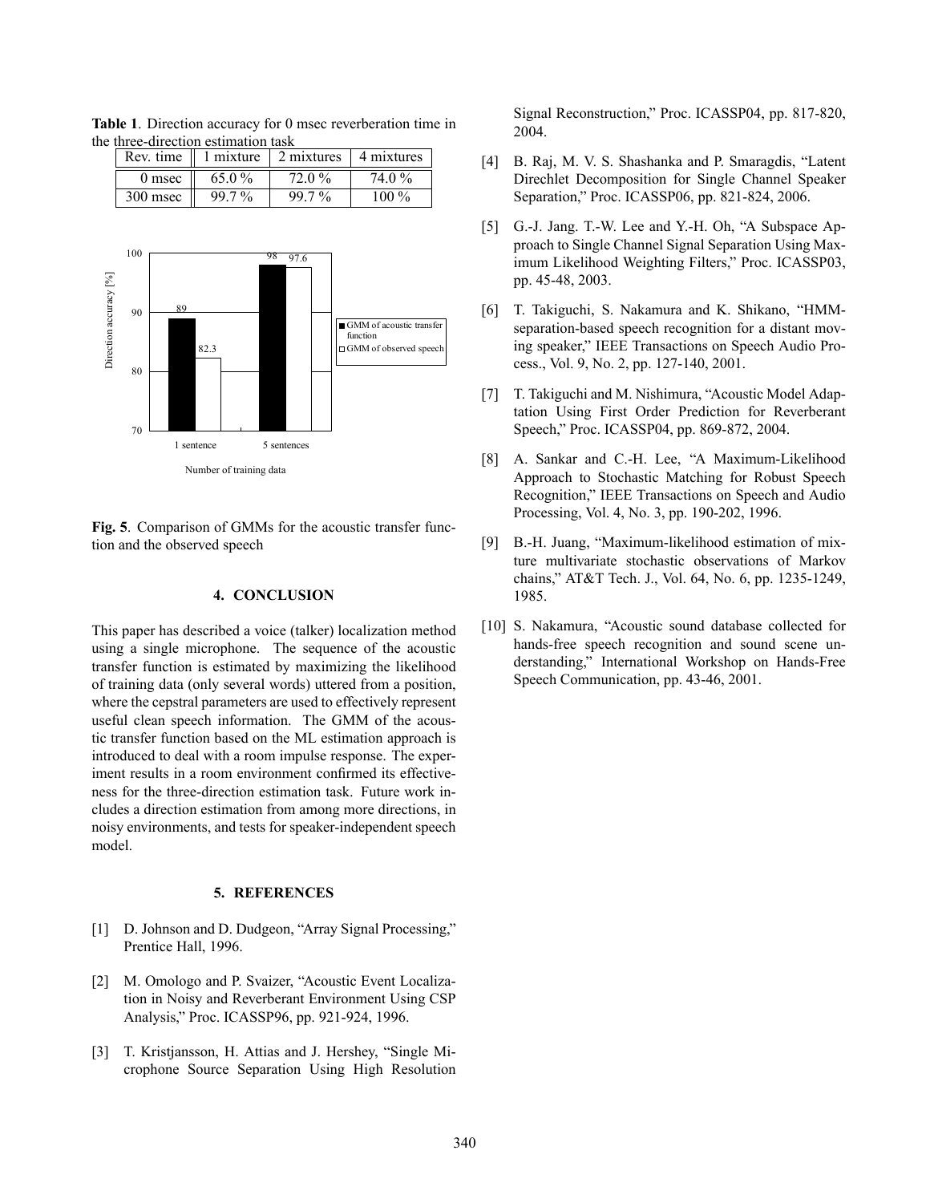**Table 1**. Direction accuracy for 0 msec reverberation time in the three-direction estimation task

| Rev. time | 1 mixture | 2 mixtures | 4 mixtures |
|---|---|---|---|
| 0 msec | 65.0 % | 72.0 % | 74.0 % |
| 300 msec | 99.7 % | 99.7 % | 100 % |

Direction accuracy [%]

100
90
80
70

89
82.3
98
97.6

1 sentence
5 sentences

Number of training data

GMM of acoustic transfer function
GMM of observed speech

**Fig. 5**. Comparison of GMMs for the acoustic transfer function and the observed speech

## 4. CONCLUSION

This paper has described a voice (talker) localization method using a single microphone. The sequence of the acoustic transfer function is estimated by maximizing the likelihood of training data (only several words) uttered from a position, where the cepstral parameters are used to effectively represent useful clean speech information. The GMM of the acoustic transfer function based on the ML estimation approach is introduced to deal with a room impulse response. The experiment results in a room environment confirmed its effectiveness for the three-direction estimation task. Future work includes a direction estimation from among more directions, in noisy environments, and tests for speaker-independent speech model.

## 5. REFERENCES

[1] D. Johnson and D. Dudgeon, "Array Signal Processing," Prentice Hall, 1996.

[2] M. Omologo and P. Svaizer, "Acoustic Event Localization in Noisy and Reverberant Environment Using CSP Analysis," Proc. ICASSP96, pp. 921-924, 1996.

[3] T. Kristjansson, H. Attias and J. Hershey, "Single Microphone Source Separation Using High Resolution Signal Reconstruction," Proc. ICASSP04, pp. 817-820, 2004.

[4] B. Raj, M. V. S. Shashanka and P. Smaragdis, "Latent Direchlet Decomposition for Single Channel Speaker Separation," Proc. ICASSP06, pp. 821-824, 2006.

[5] G.-J. Jang. T.-W. Lee and Y.-H. Oh, "A Subspace Approach to Single Channel Signal Separation Using Maximum Likelihood Weighting Filters," Proc. ICASSP03, pp. 45-48, 2003.

[6] T. Takiguchi, S. Nakamura and K. Shikano, "HMM-separation-based speech recognition for a distant moving speaker," IEEE Transactions on Speech Audio Process., Vol. 9, No. 2, pp. 127-140, 2001.

[7] T. Takiguchi and M. Nishimura, "Acoustic Model Adaptation Using First Order Prediction for Reverberant Speech," Proc. ICASSP04, pp. 869-872, 2004.

[8] A. Sankar and C.-H. Lee, "A Maximum-Likelihood Approach to Stochastic Matching for Robust Speech Recognition," IEEE Transactions on Speech and Audio Processing, Vol. 4, No. 3, pp. 190-202, 1996.

[9] B.-H. Juang, "Maximum-likelihood estimation of mixture multivariate stochastic observations of Markov chains," AT&T Tech. J., Vol. 64, No. 6, pp. 1235-1249, 1985.

[10] S. Nakamura, "Acoustic sound database collected for hands-free speech recognition and sound scene understanding," International Workshop on Hands-Free Speech Communication, pp. 43-46, 2001.